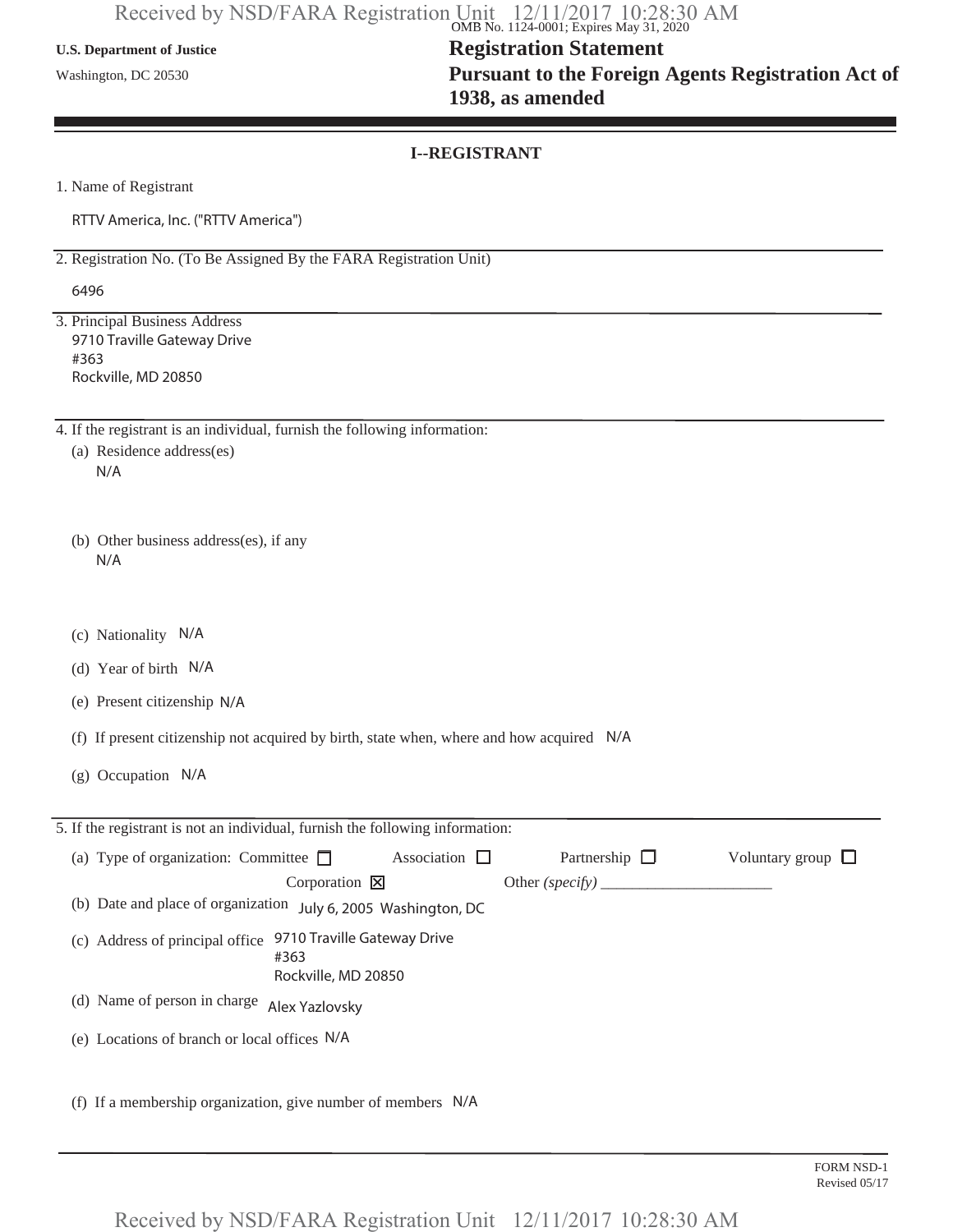U.S. Department of Justice

Washington, DC 20530

OMB No. 1124-0001; Expires May 31, 2020

# Registration Statement
# Pursuant to the Foreign Agents Registration Act of 1938, as amended

## I--REGISTRANT

1. Name of Registrant

   RTTV America, Inc. ("RTTV America")

2. Registration No. (To Be Assigned By the FARA Registration Unit)

   6496

3. Principal Business Address

   9710 Traville Gateway Drive
   #363
   Rockville, MD 20850

4. If the registrant is an individual, furnish the following information:

   (a) Residence address(es)
   N/A

   (b) Other business address(es), if any
   N/A

   (c) Nationality N/A

   (d) Year of birth N/A

   (e) Present citizenship N/A

   (f) If present citizenship not acquired by birth, state when, where and how acquired N/A

   (g) Occupation N/A

5. If the registrant is not an individual, furnish the following information:

   (a) Type of organization: Committee ☐ Association ☐ Partnership ☐ Voluntary group ☐ Corporation ☒ Other *(specify)* ____________

   (b) Date and place of organization July 6, 2005 Washington, DC

   (c) Address of principal office 9710 Traville Gateway Drive
   #363
   Rockville, MD 20850

   (d) Name of person in charge Alex Yazlovsky

   (e) Locations of branch or local offices N/A

   (f) If a membership organization, give number of members N/A

FORM NSD-1
Revised 05/17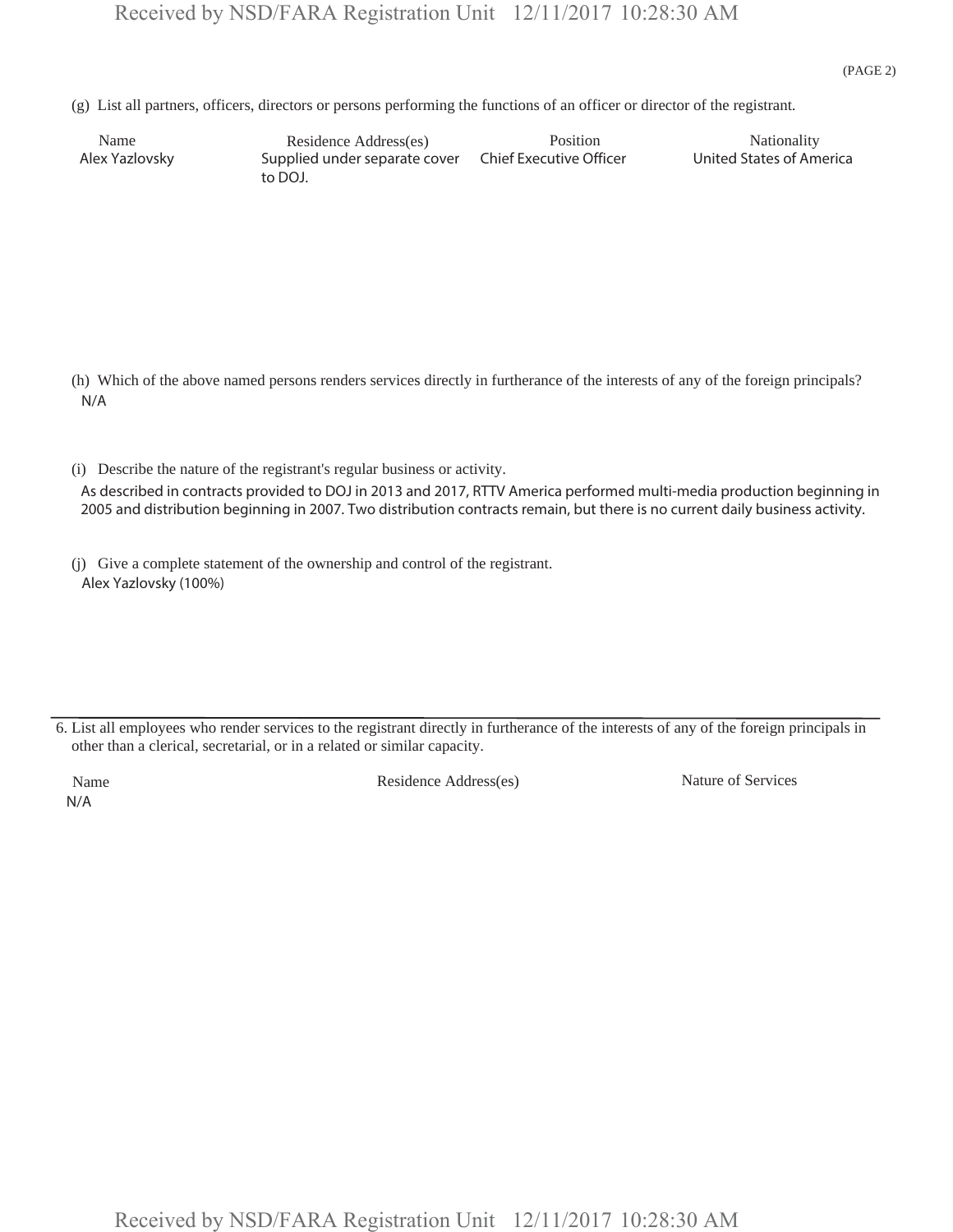(PAGE 2)

(g) List all partners, officers, directors or persons performing the functions of an officer or director of the registrant.

| Name | Residence Address(es) | Position | Nationality |
|---|---|---|---|
| Alex Yazlovsky | Supplied under separate cover to DOJ. | Chief Executive Officer | United States of America |

(h) Which of the above named persons renders services directly in furtherance of the interests of any of the foreign principals?

N/A

(i) Describe the nature of the registrant's regular business or activity.

As described in contracts provided to DOJ in 2013 and 2017, RTTV America performed multi-media production beginning in 2005 and distribution beginning in 2007. Two distribution contracts remain, but there is no current daily business activity.

(j) Give a complete statement of the ownership and control of the registrant.

Alex Yazlovsky (100%)

---

6. List all employees who render services to the registrant directly in furtherance of the interests of any of the foreign principals in other than a clerical, secretarial, or in a related or similar capacity.

| Name | Residence Address(es) | Nature of Services |
|---|---|---|
| N/A | | |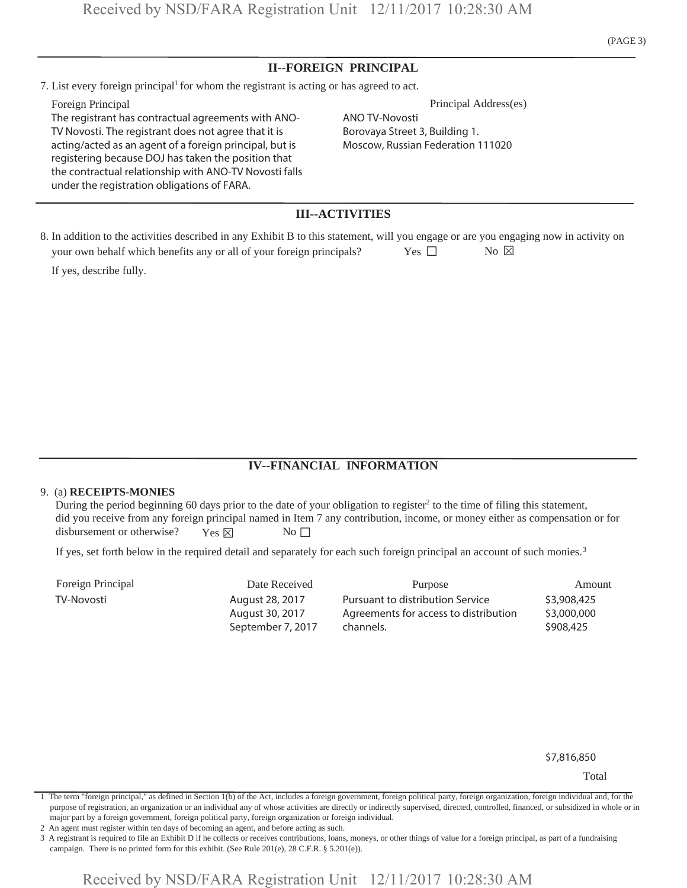## II--FOREIGN PRINCIPAL

7. List every foreign principal[1] for whom the registrant is acting or has agreed to act.

| Foreign Principal | Principal Address(es) |
|---|---|
| The registrant has contractual agreements with ANO-TV Novosti. The registrant does not agree that it is acting/acted as an agent of a foreign principal, but is registering because DOJ has taken the position that the contractual relationship with ANO-TV Novosti falls under the registration obligations of FARA. | ANO TV-Novosti<br>Borovaya Street 3, Building 1.<br>Moscow, Russian Federation 111020 |

## III--ACTIVITIES

8. In addition to the activities described in any Exhibit B to this statement, will you engage or are you engaging now in activity on your own behalf which benefits any or all of your foreign principals? Yes ☐ No ☒

If yes, describe fully.

## IV--FINANCIAL INFORMATION

9. (a) **RECEIPTS-MONIES**

During the period beginning 60 days prior to the date of your obligation to register[2] to the time of filing this statement, did you receive from any foreign principal named in Item 7 any contribution, income, or money either as compensation or for disbursement or otherwise? Yes ☒ No ☐

If yes, set forth below in the required detail and separately for each such foreign principal an account of such monies.[3]

| Foreign Principal | Date Received | Purpose | Amount |
|---|---|---|---|
| TV-Novosti | August 28, 2017<br>August 30, 2017<br>September 7, 2017 | Pursuant to distribution Service Agreements for access to distribution channels. | $3,908,425<br>$3,000,000<br>$908,425 |
| | | | $7,816,850<br>Total |

1 The term "foreign principal," as defined in Section 1(b) of the Act, includes a foreign government, foreign political party, foreign organization, foreign individual and, for the purpose of registration, an organization or an individual any of whose activities are directly or indirectly supervised, directed, controlled, financed, or subsidized in whole or in major part by a foreign government, foreign political party, foreign organization or foreign individual.

2 An agent must register within ten days of becoming an agent, and before acting as such.

3 A registrant is required to file an Exhibit D if he collects or receives contributions, loans, moneys, or other things of value for a foreign principal, as part of a fundraising campaign. There is no printed form for this exhibit. (See Rule 201(e), 28 C.F.R. § 5.201(e)).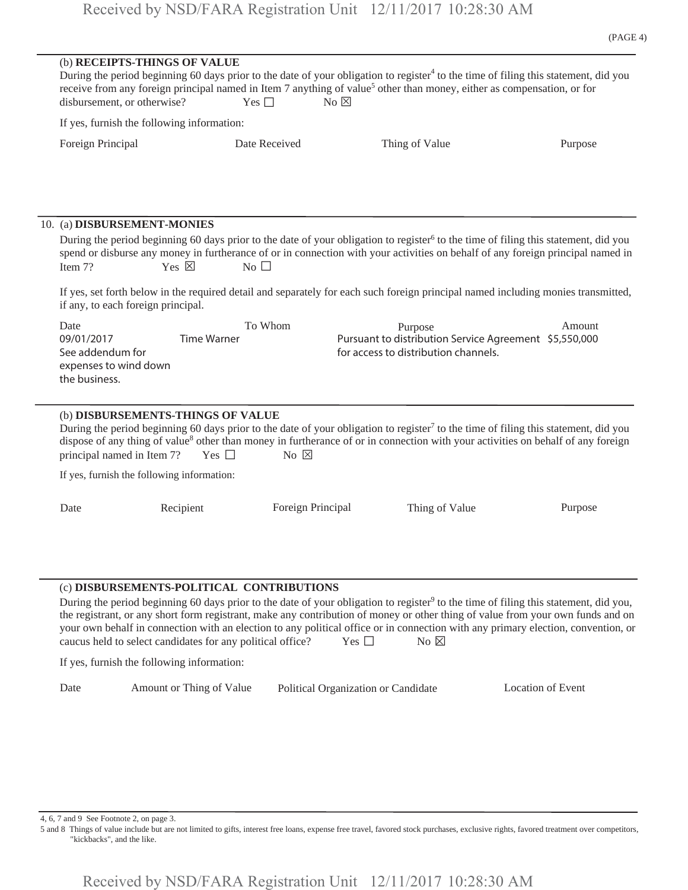(PAGE 4)

(b) **RECEIPTS-THINGS OF VALUE**

During the period beginning 60 days prior to the date of your obligation to register[4] to the time of filing this statement, did you receive from any foreign principal named in Item 7 anything of value[5] other than money, either as compensation, or for disbursement, or otherwise? Yes ☐ No ☒

If yes, furnish the following information:

| Foreign Principal | Date Received | Thing of Value | Purpose |
|---|---|---|---|

10. (a) **DISBURSEMENT-MONIES**

During the period beginning 60 days prior to the date of your obligation to register[6] to the time of filing this statement, did you spend or disburse any money in furtherance of or in connection with your activities on behalf of any foreign principal named in Item 7? Yes ☒ No ☐

If yes, set forth below in the required detail and separately for each such foreign principal named including monies transmitted, if any, to each foreign principal.

| Date | To Whom | Purpose | Amount |
|---|---|---|---|
| 09/01/2017 | Time Warner | Pursuant to distribution Service Agreement for access to distribution channels. | $5,550,000 |
| See addendum for expenses to wind down the business. | | | |

(b) **DISBURSEMENTS-THINGS OF VALUE**

During the period beginning 60 days prior to the date of your obligation to register[7] to the time of filing this statement, did you dispose of any thing of value[8] other than money in furtherance of or in connection with your activities on behalf of any foreign principal named in Item 7? Yes ☐ No ☒

If yes, furnish the following information:

| Date | Recipient | Foreign Principal | Thing of Value | Purpose |
|---|---|---|---|---|

(c) **DISBURSEMENTS-POLITICAL CONTRIBUTIONS**

During the period beginning 60 days prior to the date of your obligation to register[9] to the time of filing this statement, did you, the registrant, or any short form registrant, make any contribution of money or other thing of value from your own funds and on your own behalf in connection with an election to any political office or in connection with any primary election, convention, or caucus held to select candidates for any political office? Yes ☐ No ☒

If yes, furnish the following information:

| Date | Amount or Thing of Value | Political Organization or Candidate | Location of Event |
|---|---|---|---|

4, 6, 7 and 9 See Footnote 2, on page 3.

5 and 8 Things of value include but are not limited to gifts, interest free loans, expense free travel, favored stock purchases, exclusive rights, favored treatment over competitors, "kickbacks", and the like.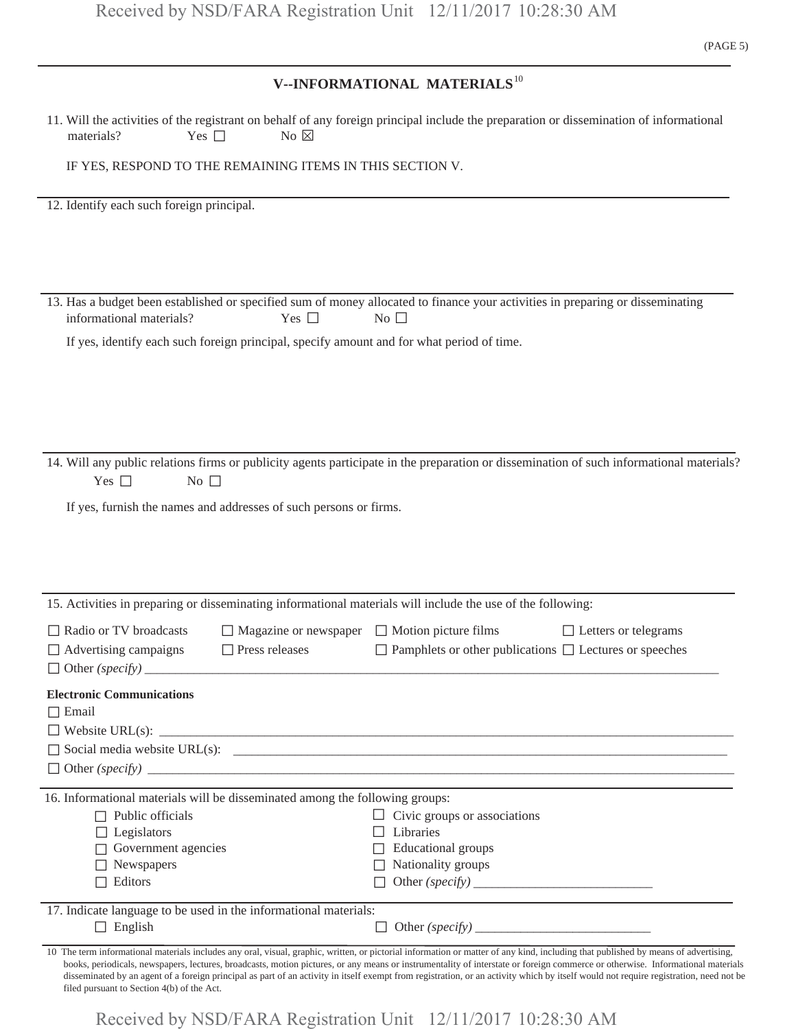## V--INFORMATIONAL MATERIALS[10]

11. Will the activities of the registrant on behalf of any foreign principal include the preparation or dissemination of informational materials? Yes ☐ No ☒

IF YES, RESPOND TO THE REMAINING ITEMS IN THIS SECTION V.

12. Identify each such foreign principal.

13. Has a budget been established or specified sum of money allocated to finance your activities in preparing or disseminating informational materials? Yes ☐ No ☐

If yes, identify each such foreign principal, specify amount and for what period of time.

14. Will any public relations firms or publicity agents participate in the preparation or dissemination of such informational materials? Yes ☐ No ☐

If yes, furnish the names and addresses of such persons or firms.

15. Activities in preparing or disseminating informational materials will include the use of the following:

☐ Radio or TV broadcasts ☐ Magazine or newspaper ☐ Motion picture films ☐ Letters or telegrams
☐ Advertising campaigns ☐ Press releases ☐ Pamphlets or other publications ☐ Lectures or speeches
☐ Other *(specify)* ____________

**Electronic Communications**

☐ Email
☐ Website URL(s): ____________
☐ Social media website URL(s): ____________
☐ Other *(specify)* ____________

16. Informational materials will be disseminated among the following groups:

☐ Public officials ☐ Civic groups or associations
☐ Legislators ☐ Libraries
☐ Government agencies ☐ Educational groups
☐ Newspapers ☐ Nationality groups
☐ Editors ☐ Other *(specify)* ____________

17. Indicate language to be used in the informational materials:

☐ English ☐ Other *(specify)* ____________

[10] The term informational materials includes any oral, visual, graphic, written, or pictorial information or matter of any kind, including that published by means of advertising, books, periodicals, newspapers, lectures, broadcasts, motion pictures, or any means or instrumentality of interstate or foreign commerce or otherwise. Informational materials disseminated by an agent of a foreign principal as part of an activity in itself exempt from registration, or an activity which by itself would not require registration, need not be filed pursuant to Section 4(b) of the Act.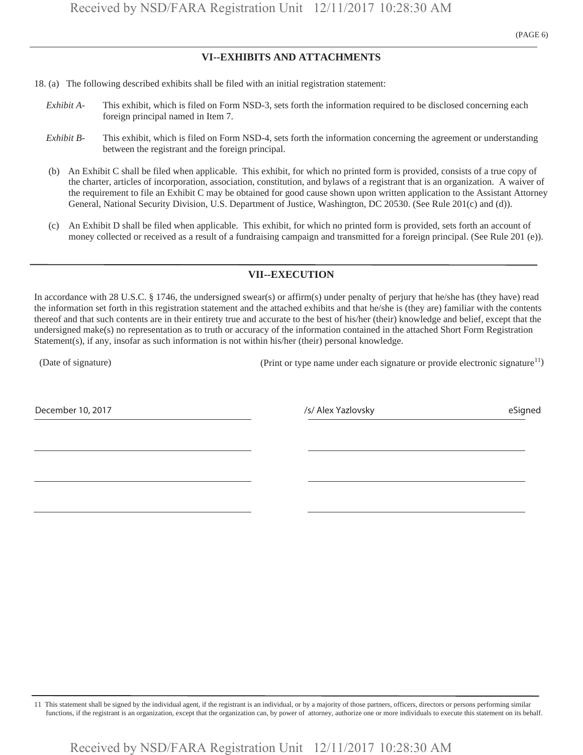## VI--EXHIBITS AND ATTACHMENTS

18. (a) The following described exhibits shall be filed with an initial registration statement:

*Exhibit A-* This exhibit, which is filed on Form NSD-3, sets forth the information required to be disclosed concerning each foreign principal named in Item 7.

*Exhibit B-* This exhibit, which is filed on Form NSD-4, sets forth the information concerning the agreement or understanding between the registrant and the foreign principal.

(b) An Exhibit C shall be filed when applicable. This exhibit, for which no printed form is provided, consists of a true copy of the charter, articles of incorporation, association, constitution, and bylaws of a registrant that is an organization. A waiver of the requirement to file an Exhibit C may be obtained for good cause shown upon written application to the Assistant Attorney General, National Security Division, U.S. Department of Justice, Washington, DC 20530. (See Rule 201(c) and (d)).

(c) An Exhibit D shall be filed when applicable. This exhibit, for which no printed form is provided, sets forth an account of money collected or received as a result of a fundraising campaign and transmitted for a foreign principal. (See Rule 201 (e)).

## VII--EXECUTION

In accordance with 28 U.S.C. § 1746, the undersigned swear(s) or affirm(s) under penalty of perjury that he/she has (they have) read the information set forth in this registration statement and the attached exhibits and that he/she is (they are) familiar with the contents thereof and that such contents are in their entirety true and accurate to the best of his/her (their) knowledge and belief, except that the undersigned make(s) no representation as to truth or accuracy of the information contained in the attached Short Form Registration Statement(s), if any, insofar as such information is not within his/her (their) personal knowledge.

| (Date of signature) | (Print or type name under each signature or provide electronic signature[11]) |
|---|---|
| December 10, 2017 | /s/ Alex Yazlovsky eSigned |
| | |
| | |
| | |

11 This statement shall be signed by the individual agent, if the registrant is an individual, or by a majority of those partners, officers, directors or persons performing similar functions, if the registrant is an organization, except that the organization can, by power of attorney, authorize one or more individuals to execute this statement on its behalf.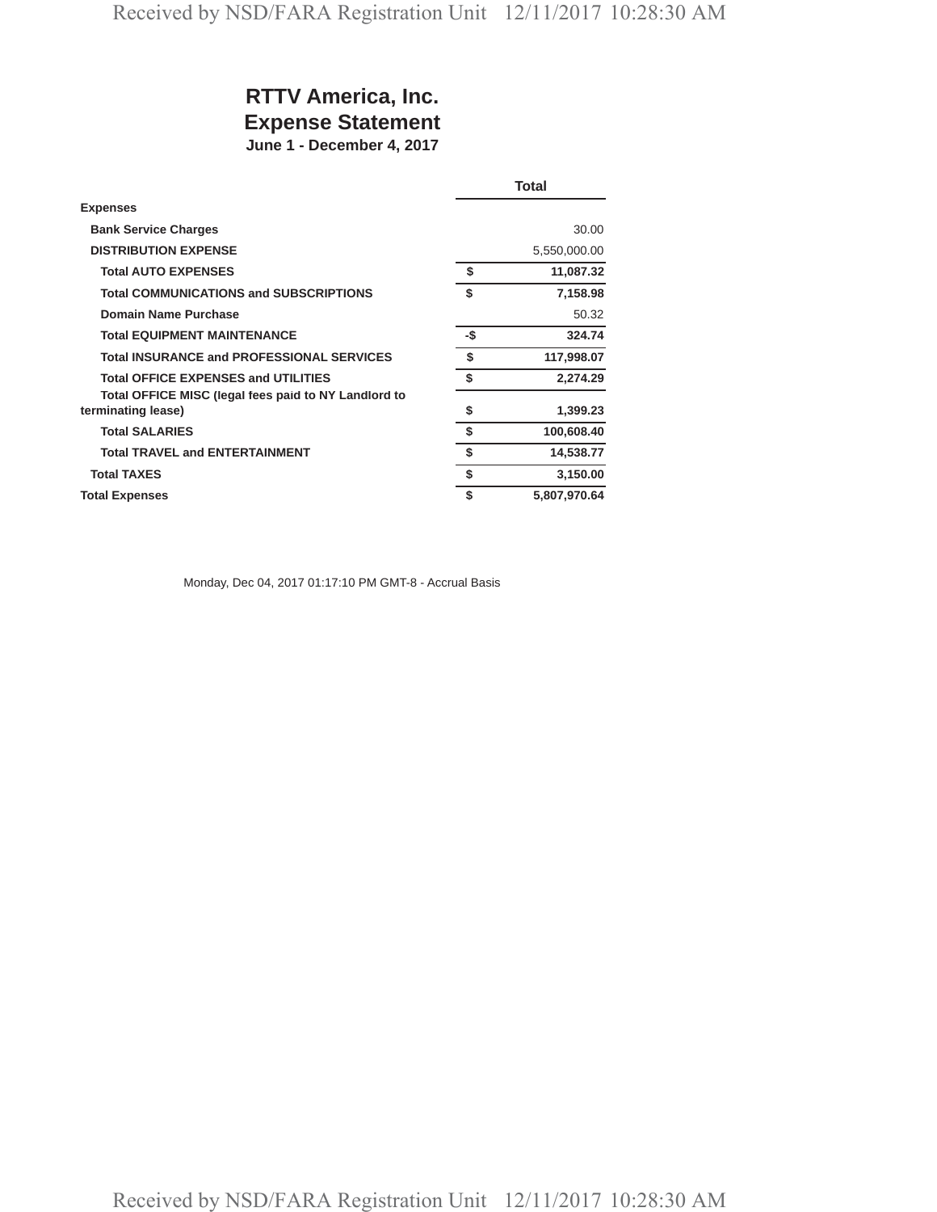# RTTV America, Inc.
## Expense Statement
### June 1 - December 4, 2017

| | | Total |
|---|---|---|
| **Expenses** | | |
| **Bank Service Charges** | | 30.00 |
| **DISTRIBUTION EXPENSE** | | 5,550,000.00 |
| **Total AUTO EXPENSES** | **$** | **11,087.32** |
| **Total COMMUNICATIONS and SUBSCRIPTIONS** | **$** | **7,158.98** |
| **Domain Name Purchase** | | 50.32 |
| **Total EQUIPMENT MAINTENANCE** | **-$** | **324.74** |
| **Total INSURANCE and PROFESSIONAL SERVICES** | **$** | **117,998.07** |
| **Total OFFICE EXPENSES and UTILITIES** | **$** | **2,274.29** |
| **Total OFFICE MISC (legal fees paid to NY Landlord to terminating lease)** | **$** | **1,399.23** |
| **Total SALARIES** | **$** | **100,608.40** |
| **Total TRAVEL and ENTERTAINMENT** | **$** | **14,538.77** |
| **Total TAXES** | **$** | **3,150.00** |
| **Total Expenses** | **$** | **5,807,970.64** |

Monday, Dec 04, 2017 01:17:10 PM GMT-8 - Accrual Basis